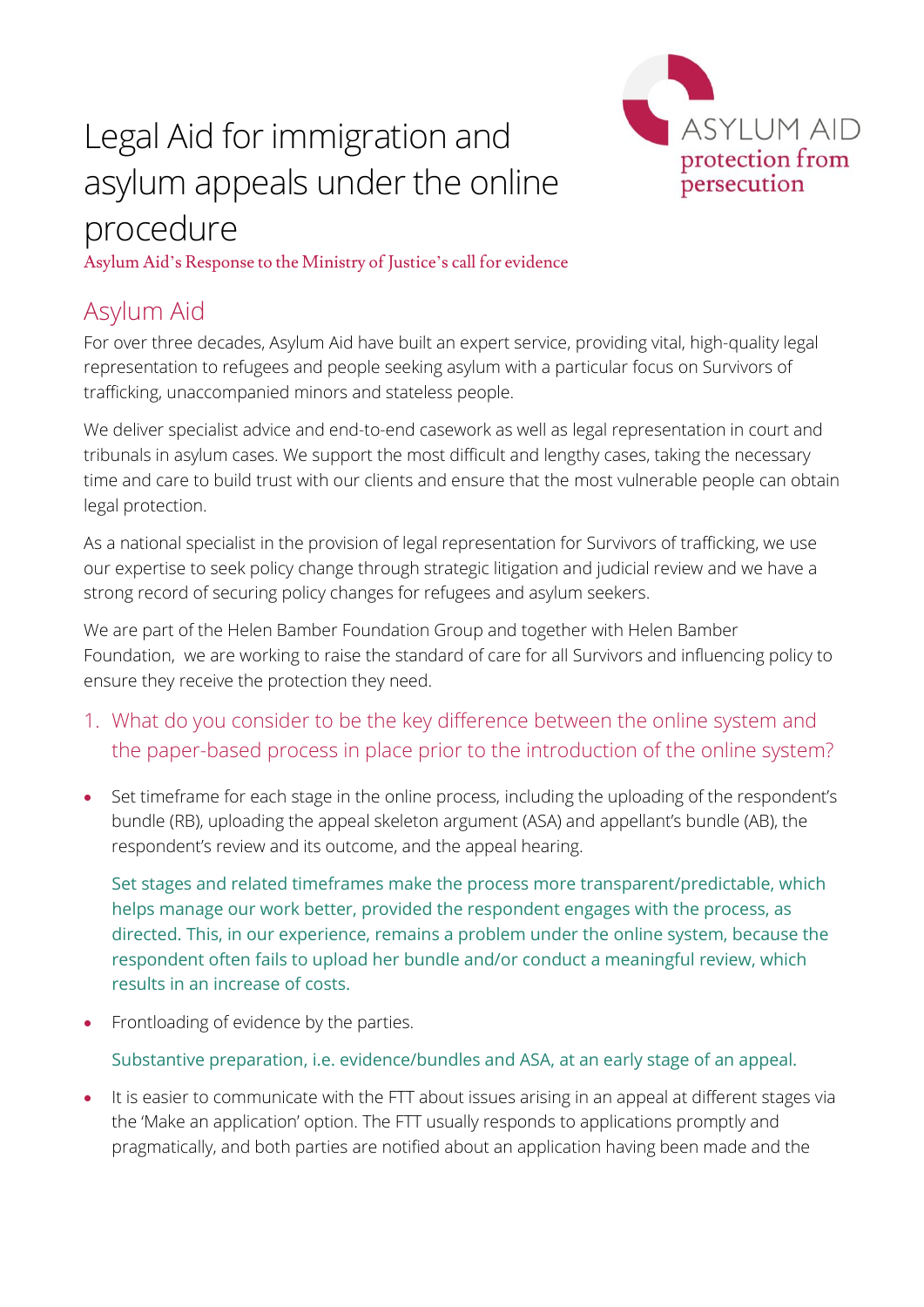# Legal Aid for immigration and asylum appeals under the online procedure

ASYLUM AID
protection from persecution

Asylum Aid's Response to the Ministry of Justice's call for evidence

## Asylum Aid

For over three decades, Asylum Aid have built an expert service, providing vital, high-quality legal representation to refugees and people seeking asylum with a particular focus on Survivors of trafficking, unaccompanied minors and stateless people.

We deliver specialist advice and end-to-end casework as well as legal representation in court and tribunals in asylum cases. We support the most difficult and lengthy cases, taking the necessary time and care to build trust with our clients and ensure that the most vulnerable people can obtain legal protection.

As a national specialist in the provision of legal representation for Survivors of trafficking, we use our expertise to seek policy change through strategic litigation and judicial review and we have a strong record of securing policy changes for refugees and asylum seekers.

We are part of the Helen Bamber Foundation Group and together with Helen Bamber Foundation, we are working to raise the standard of care for all Survivors and influencing policy to ensure they receive the protection they need.

### 1. What do you consider to be the key difference between the online system and the paper-based process in place prior to the introduction of the online system?

- Set timeframe for each stage in the online process, including the uploading of the respondent's bundle (RB), uploading the appeal skeleton argument (ASA) and appellant's bundle (AB), the respondent's review and its outcome, and the appeal hearing.

  Set stages and related timeframes make the process more transparent/predictable, which helps manage our work better, provided the respondent engages with the process, as directed. This, in our experience, remains a problem under the online system, because the respondent often fails to upload her bundle and/or conduct a meaningful review, which results in an increase of costs.

- Frontloading of evidence by the parties.

  Substantive preparation, i.e. evidence/bundles and ASA, at an early stage of an appeal.

- It is easier to communicate with the FTT about issues arising in an appeal at different stages via the 'Make an application' option. The FTT usually responds to applications promptly and pragmatically, and both parties are notified about an application having been made and the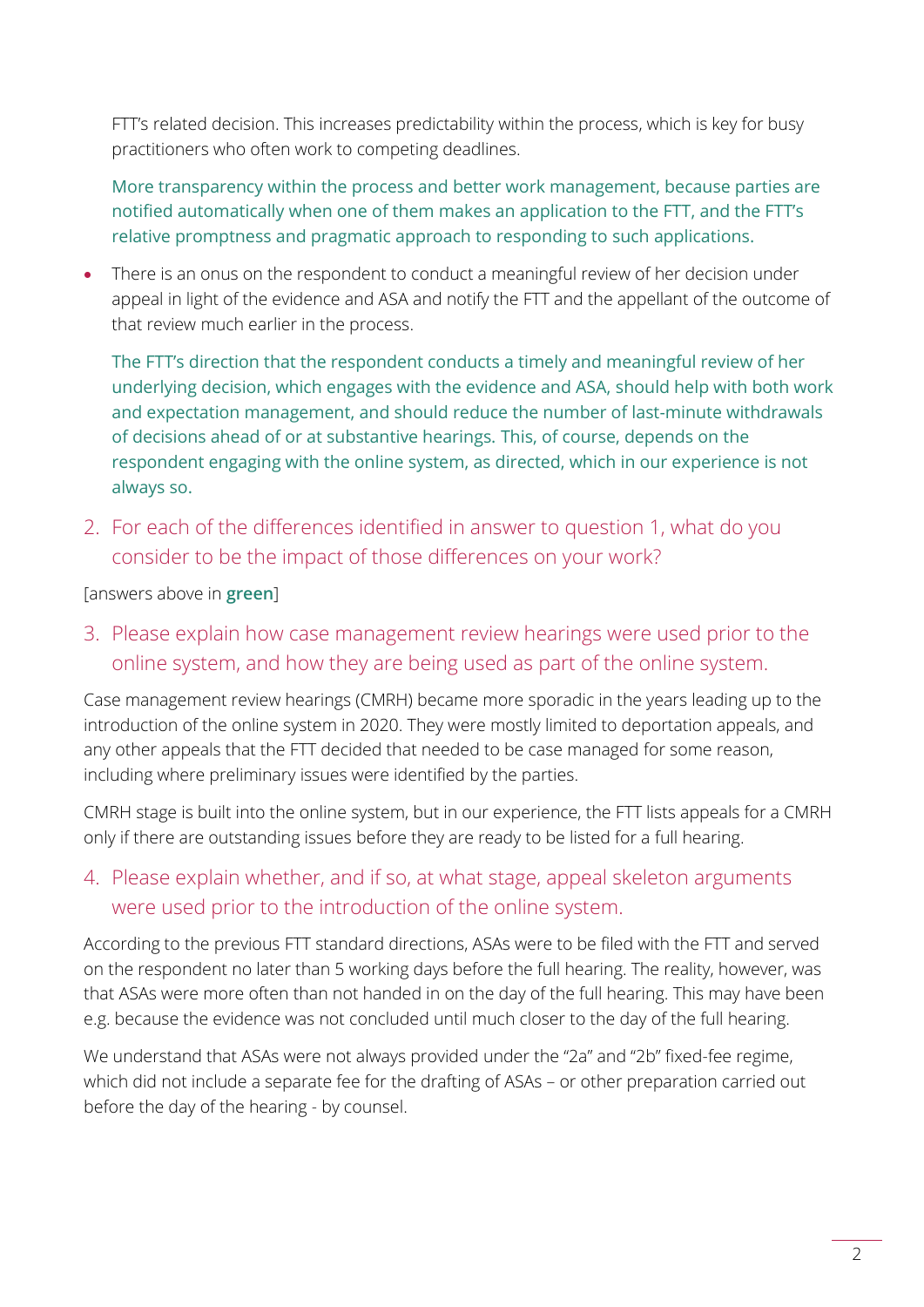FTT's related decision. This increases predictability within the process, which is key for busy practitioners who often work to competing deadlines.

More transparency within the process and better work management, because parties are notified automatically when one of them makes an application to the FTT, and the FTT's relative promptness and pragmatic approach to responding to such applications.

- There is an onus on the respondent to conduct a meaningful review of her decision under appeal in light of the evidence and ASA and notify the FTT and the appellant of the outcome of that review much earlier in the process.

  The FTT's direction that the respondent conducts a timely and meaningful review of her underlying decision, which engages with the evidence and ASA, should help with both work and expectation management, and should reduce the number of last-minute withdrawals of decisions ahead of or at substantive hearings. This, of course, depends on the respondent engaging with the online system, as directed, which in our experience is not always so.

## 2. For each of the differences identified in answer to question 1, what do you consider to be the impact of those differences on your work?

[answers above in **green**]

## 3. Please explain how case management review hearings were used prior to the online system, and how they are being used as part of the online system.

Case management review hearings (CMRH) became more sporadic in the years leading up to the introduction of the online system in 2020. They were mostly limited to deportation appeals, and any other appeals that the FTT decided that needed to be case managed for some reason, including where preliminary issues were identified by the parties.

CMRH stage is built into the online system, but in our experience, the FTT lists appeals for a CMRH only if there are outstanding issues before they are ready to be listed for a full hearing.

## 4. Please explain whether, and if so, at what stage, appeal skeleton arguments were used prior to the introduction of the online system.

According to the previous FTT standard directions, ASAs were to be filed with the FTT and served on the respondent no later than 5 working days before the full hearing. The reality, however, was that ASAs were more often than not handed in on the day of the full hearing. This may have been e.g. because the evidence was not concluded until much closer to the day of the full hearing.

We understand that ASAs were not always provided under the "2a" and "2b" fixed-fee regime, which did not include a separate fee for the drafting of ASAs – or other preparation carried out before the day of the hearing - by counsel.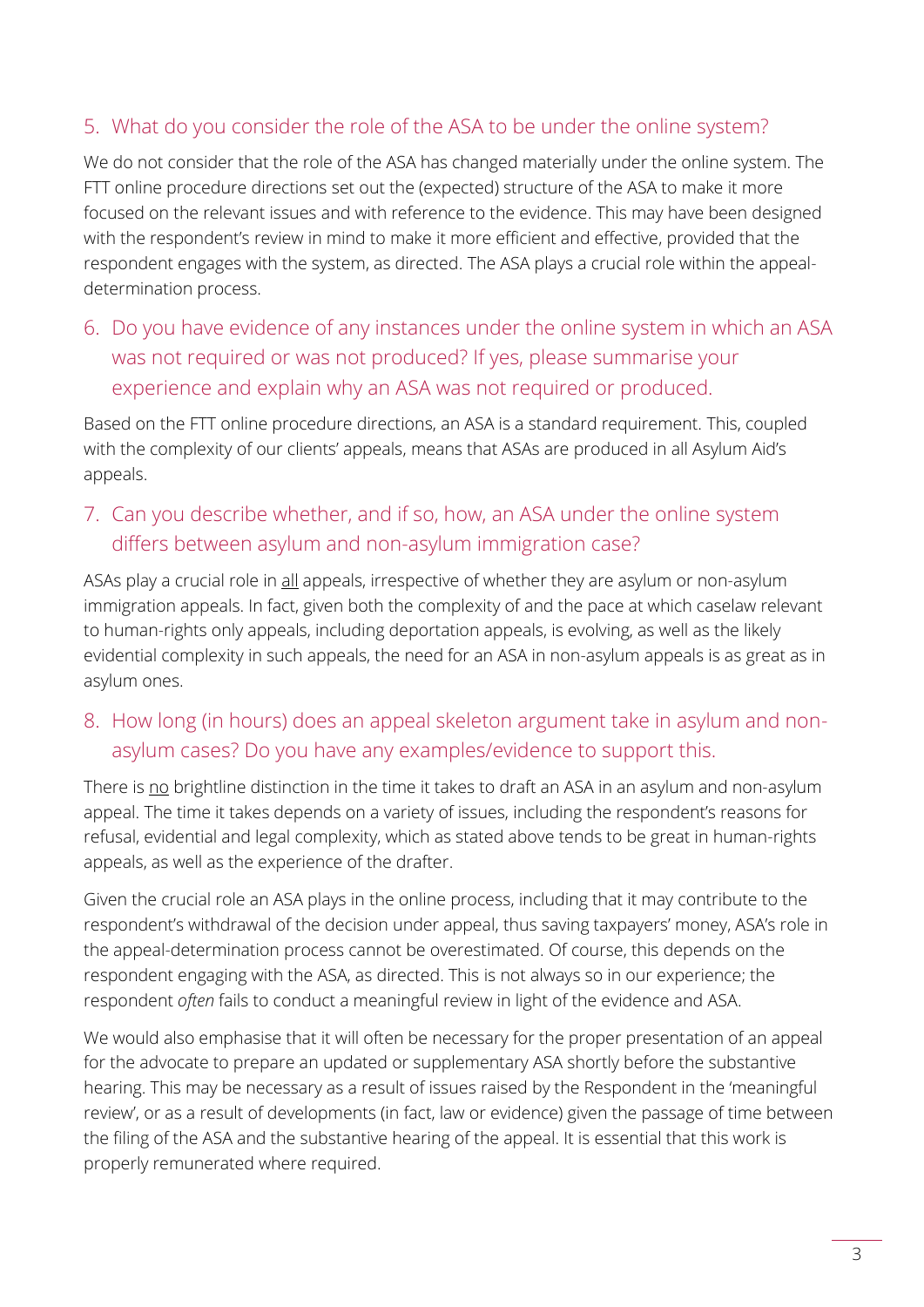## 5. What do you consider the role of the ASA to be under the online system?

We do not consider that the role of the ASA has changed materially under the online system. The FTT online procedure directions set out the (expected) structure of the ASA to make it more focused on the relevant issues and with reference to the evidence. This may have been designed with the respondent's review in mind to make it more efficient and effective, provided that the respondent engages with the system, as directed. The ASA plays a crucial role within the appeal-determination process.

## 6. Do you have evidence of any instances under the online system in which an ASA was not required or was not produced? If yes, please summarise your experience and explain why an ASA was not required or produced.

Based on the FTT online procedure directions, an ASA is a standard requirement. This, coupled with the complexity of our clients' appeals, means that ASAs are produced in all Asylum Aid's appeals.

## 7. Can you describe whether, and if so, how, an ASA under the online system differs between asylum and non-asylum immigration case?

ASAs play a crucial role in <u>all</u> appeals, irrespective of whether they are asylum or non-asylum immigration appeals. In fact, given both the complexity of and the pace at which caselaw relevant to human-rights only appeals, including deportation appeals, is evolving, as well as the likely evidential complexity in such appeals, the need for an ASA in non-asylum appeals is as great as in asylum ones.

## 8. How long (in hours) does an appeal skeleton argument take in asylum and non-asylum cases? Do you have any examples/evidence to support this.

There is <u>no</u> brightline distinction in the time it takes to draft an ASA in an asylum and non-asylum appeal. The time it takes depends on a variety of issues, including the respondent's reasons for refusal, evidential and legal complexity, which as stated above tends to be great in human-rights appeals, as well as the experience of the drafter.

Given the crucial role an ASA plays in the online process, including that it may contribute to the respondent's withdrawal of the decision under appeal, thus saving taxpayers' money, ASA's role in the appeal-determination process cannot be overestimated. Of course, this depends on the respondent engaging with the ASA, as directed. This is not always so in our experience; the respondent *often* fails to conduct a meaningful review in light of the evidence and ASA.

We would also emphasise that it will often be necessary for the proper presentation of an appeal for the advocate to prepare an updated or supplementary ASA shortly before the substantive hearing. This may be necessary as a result of issues raised by the Respondent in the 'meaningful review', or as a result of developments (in fact, law or evidence) given the passage of time between the filing of the ASA and the substantive hearing of the appeal. It is essential that this work is properly remunerated where required.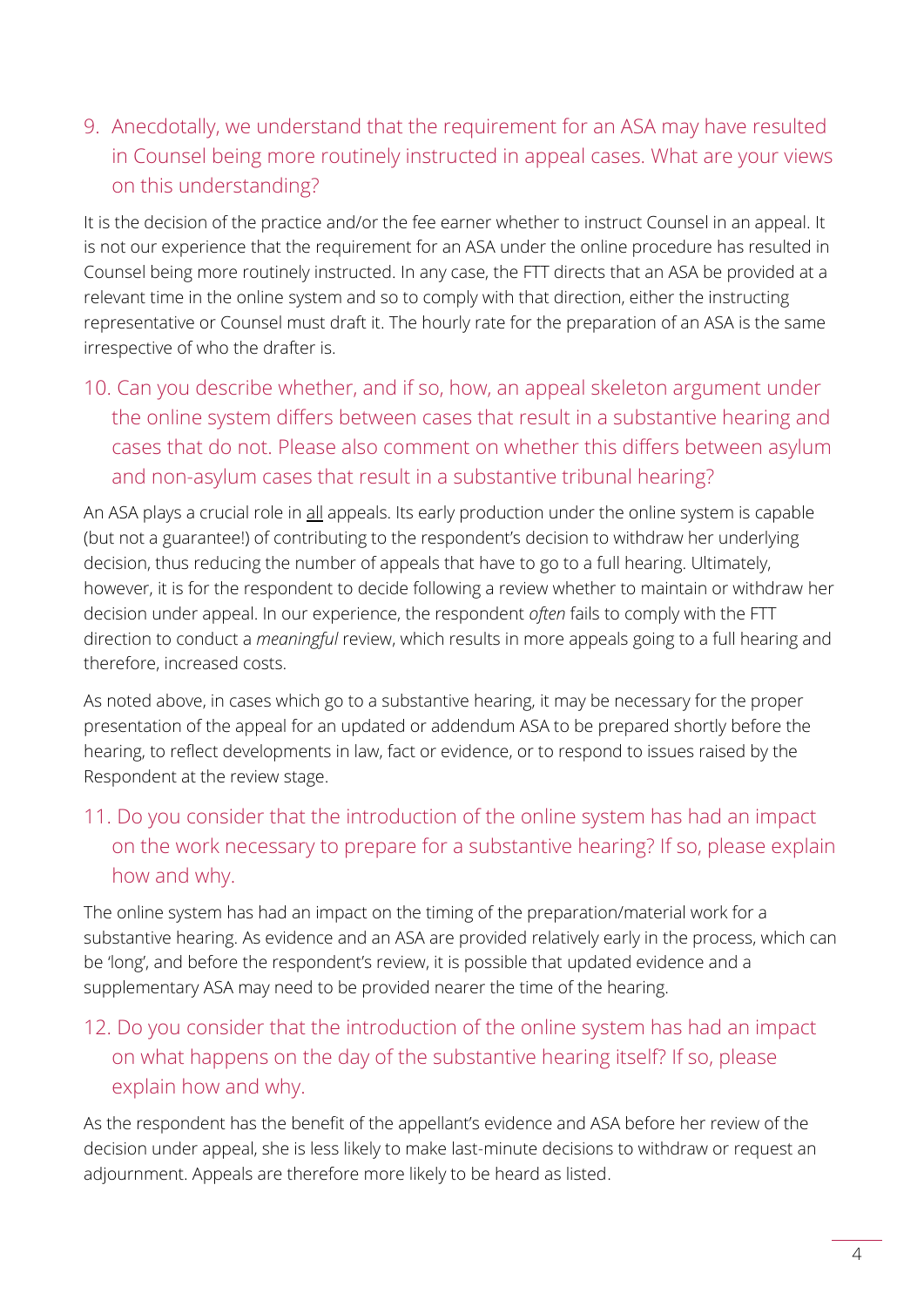## 9. Anecdotally, we understand that the requirement for an ASA may have resulted in Counsel being more routinely instructed in appeal cases. What are your views on this understanding?

It is the decision of the practice and/or the fee earner whether to instruct Counsel in an appeal. It is not our experience that the requirement for an ASA under the online procedure has resulted in Counsel being more routinely instructed. In any case, the FTT directs that an ASA be provided at a relevant time in the online system and so to comply with that direction, either the instructing representative or Counsel must draft it. The hourly rate for the preparation of an ASA is the same irrespective of who the drafter is.

## 10. Can you describe whether, and if so, how, an appeal skeleton argument under the online system differs between cases that result in a substantive hearing and cases that do not. Please also comment on whether this differs between asylum and non-asylum cases that result in a substantive tribunal hearing?

An ASA plays a crucial role in <u>all</u> appeals. Its early production under the online system is capable (but not a guarantee!) of contributing to the respondent's decision to withdraw her underlying decision, thus reducing the number of appeals that have to go to a full hearing. Ultimately, however, it is for the respondent to decide following a review whether to maintain or withdraw her decision under appeal. In our experience, the respondent *often* fails to comply with the FTT direction to conduct a *meaningful* review, which results in more appeals going to a full hearing and therefore, increased costs.

As noted above, in cases which go to a substantive hearing, it may be necessary for the proper presentation of the appeal for an updated or addendum ASA to be prepared shortly before the hearing, to reflect developments in law, fact or evidence, or to respond to issues raised by the Respondent at the review stage.

## 11. Do you consider that the introduction of the online system has had an impact on the work necessary to prepare for a substantive hearing? If so, please explain how and why.

The online system has had an impact on the timing of the preparation/material work for a substantive hearing. As evidence and an ASA are provided relatively early in the process, which can be 'long', and before the respondent's review, it is possible that updated evidence and a supplementary ASA may need to be provided nearer the time of the hearing.

## 12. Do you consider that the introduction of the online system has had an impact on what happens on the day of the substantive hearing itself? If so, please explain how and why.

As the respondent has the benefit of the appellant's evidence and ASA before her review of the decision under appeal, she is less likely to make last-minute decisions to withdraw or request an adjournment. Appeals are therefore more likely to be heard as listed.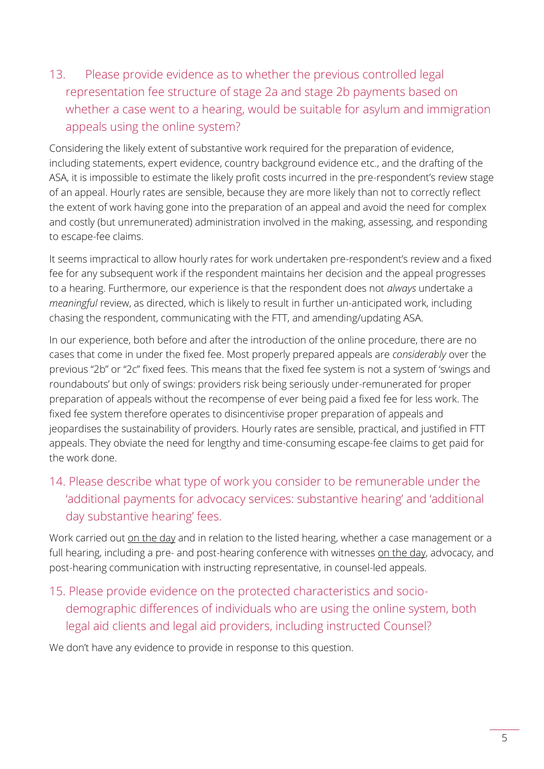## 13. Please provide evidence as to whether the previous controlled legal representation fee structure of stage 2a and stage 2b payments based on whether a case went to a hearing, would be suitable for asylum and immigration appeals using the online system?

Considering the likely extent of substantive work required for the preparation of evidence, including statements, expert evidence, country background evidence etc., and the drafting of the ASA, it is impossible to estimate the likely profit costs incurred in the pre-respondent's review stage of an appeal. Hourly rates are sensible, because they are more likely than not to correctly reflect the extent of work having gone into the preparation of an appeal and avoid the need for complex and costly (but unremunerated) administration involved in the making, assessing, and responding to escape-fee claims.

It seems impractical to allow hourly rates for work undertaken pre-respondent's review and a fixed fee for any subsequent work if the respondent maintains her decision and the appeal progresses to a hearing. Furthermore, our experience is that the respondent does not *always* undertake a *meaningful* review, as directed, which is likely to result in further un-anticipated work, including chasing the respondent, communicating with the FTT, and amending/updating ASA.

In our experience, both before and after the introduction of the online procedure, there are no cases that come in under the fixed fee. Most properly prepared appeals are *considerably* over the previous "2b" or "2c" fixed fees. This means that the fixed fee system is not a system of 'swings and roundabouts' but only of swings: providers risk being seriously under-remunerated for proper preparation of appeals without the recompense of ever being paid a fixed fee for less work. The fixed fee system therefore operates to disincentivise proper preparation of appeals and jeopardises the sustainability of providers. Hourly rates are sensible, practical, and justified in FTT appeals. They obviate the need for lengthy and time-consuming escape-fee claims to get paid for the work done.

## 14. Please describe what type of work you consider to be remunerable under the 'additional payments for advocacy services: substantive hearing' and 'additional day substantive hearing' fees.

Work carried out <u>on the day</u> and in relation to the listed hearing, whether a case management or a full hearing, including a pre- and post-hearing conference with witnesses <u>on the day</u>, advocacy, and post-hearing communication with instructing representative, in counsel-led appeals.

## 15. Please provide evidence on the protected characteristics and socio-demographic differences of individuals who are using the online system, both legal aid clients and legal aid providers, including instructed Counsel?

We don't have any evidence to provide in response to this question.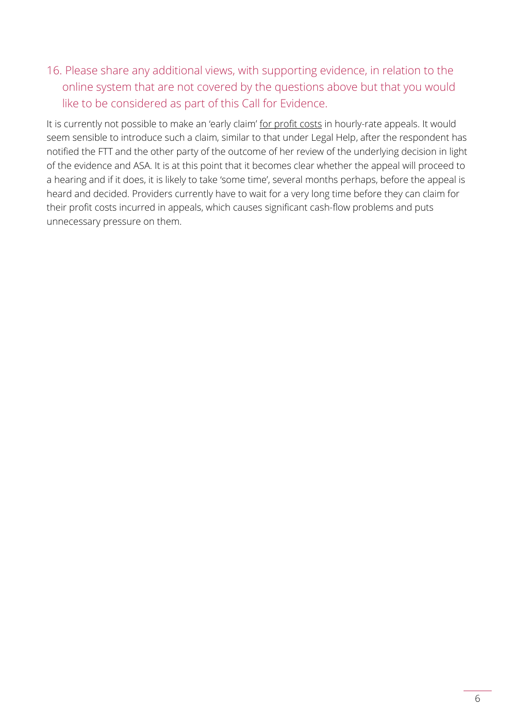## 16. Please share any additional views, with supporting evidence, in relation to the online system that are not covered by the questions above but that you would like to be considered as part of this Call for Evidence.

It is currently not possible to make an 'early claim' <u>for profit costs</u> in hourly-rate appeals. It would seem sensible to introduce such a claim, similar to that under Legal Help, after the respondent has notified the FTT and the other party of the outcome of her review of the underlying decision in light of the evidence and ASA. It is at this point that it becomes clear whether the appeal will proceed to a hearing and if it does, it is likely to take 'some time', several months perhaps, before the appeal is heard and decided. Providers currently have to wait for a very long time before they can claim for their profit costs incurred in appeals, which causes significant cash-flow problems and puts unnecessary pressure on them.